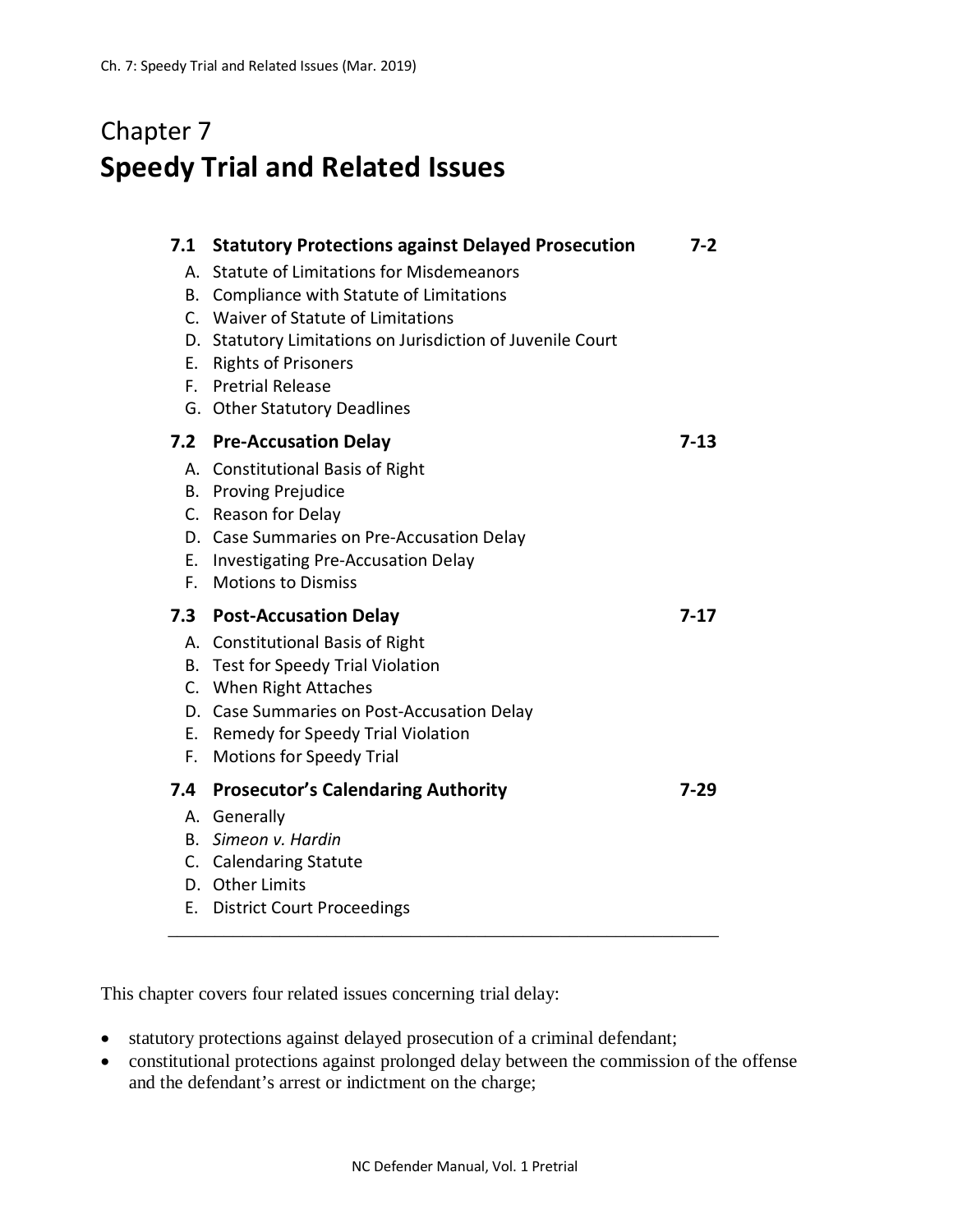# Chapter 7
# Speedy Trial and Related Issues

| | | |
|---|---|---|
| **7.1** | **Statutory Protections against Delayed Prosecution** | **7-2** |
| A. | Statute of Limitations for Misdemeanors | |
| B. | Compliance with Statute of Limitations | |
| C. | Waiver of Statute of Limitations | |
| D. | Statutory Limitations on Jurisdiction of Juvenile Court | |
| E. | Rights of Prisoners | |
| F. | Pretrial Release | |
| G. | Other Statutory Deadlines | |
| **7.2** | **Pre-Accusation Delay** | **7-13** |
| A. | Constitutional Basis of Right | |
| B. | Proving Prejudice | |
| C. | Reason for Delay | |
| D. | Case Summaries on Pre-Accusation Delay | |
| E. | Investigating Pre-Accusation Delay | |
| F. | Motions to Dismiss | |
| **7.3** | **Post-Accusation Delay** | **7-17** |
| A. | Constitutional Basis of Right | |
| B. | Test for Speedy Trial Violation | |
| C. | When Right Attaches | |
| D. | Case Summaries on Post-Accusation Delay | |
| E. | Remedy for Speedy Trial Violation | |
| F. | Motions for Speedy Trial | |
| **7.4** | **Prosecutor's Calendaring Authority** | **7-29** |
| A. | Generally | |
| B. | *Simeon v. Hardin* | |
| C. | Calendaring Statute | |
| D. | Other Limits | |
| E. | District Court Proceedings | |

---

This chapter covers four related issues concerning trial delay:

- statutory protections against delayed prosecution of a criminal defendant;
- constitutional protections against prolonged delay between the commission of the offense and the defendant's arrest or indictment on the charge;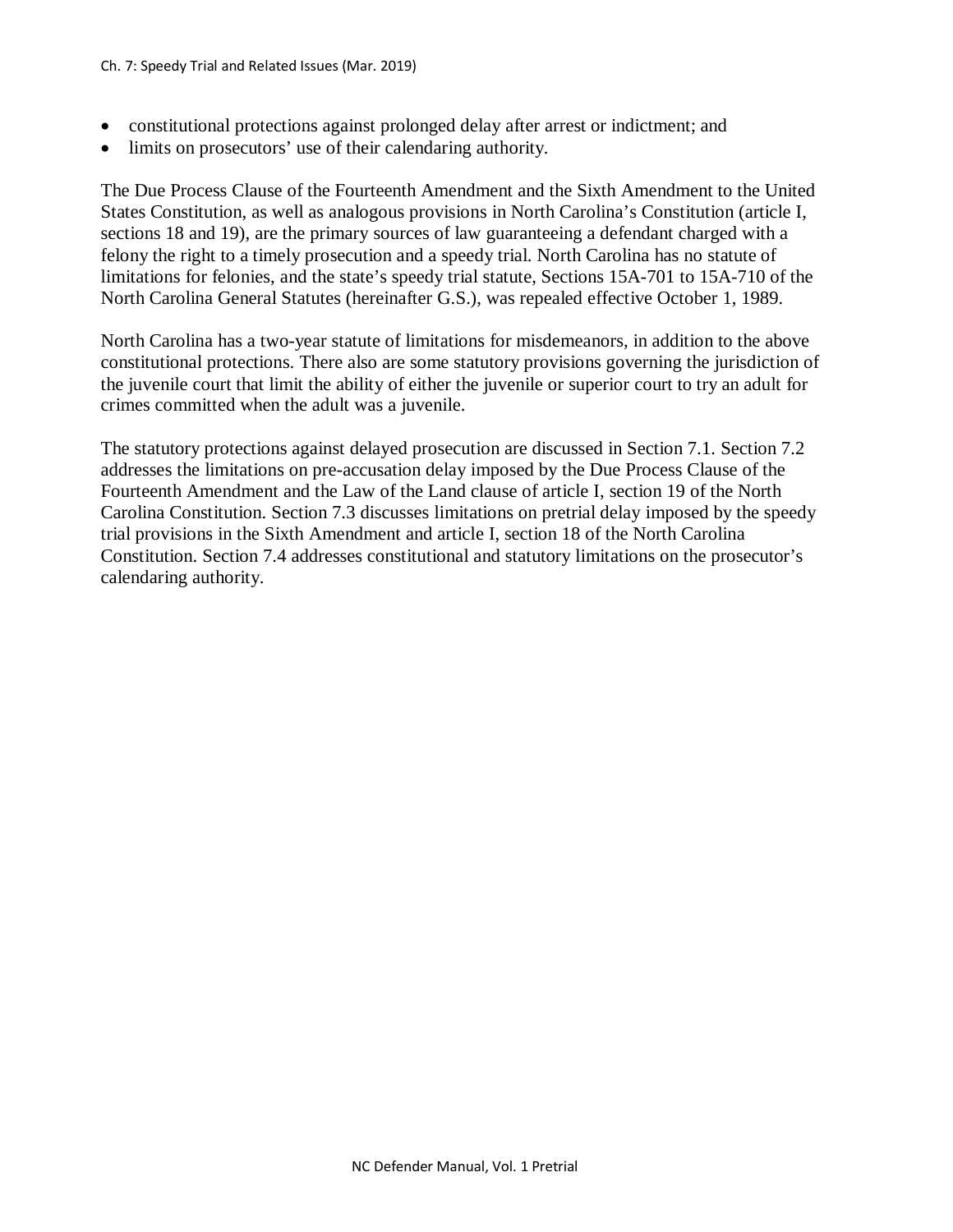- constitutional protections against prolonged delay after arrest or indictment; and
- limits on prosecutors' use of their calendaring authority.

The Due Process Clause of the Fourteenth Amendment and the Sixth Amendment to the United States Constitution, as well as analogous provisions in North Carolina's Constitution (article I, sections 18 and 19), are the primary sources of law guaranteeing a defendant charged with a felony the right to a timely prosecution and a speedy trial. North Carolina has no statute of limitations for felonies, and the state's speedy trial statute, Sections 15A-701 to 15A-710 of the North Carolina General Statutes (hereinafter G.S.), was repealed effective October 1, 1989.

North Carolina has a two-year statute of limitations for misdemeanors, in addition to the above constitutional protections. There also are some statutory provisions governing the jurisdiction of the juvenile court that limit the ability of either the juvenile or superior court to try an adult for crimes committed when the adult was a juvenile.

The statutory protections against delayed prosecution are discussed in Section 7.1. Section 7.2 addresses the limitations on pre-accusation delay imposed by the Due Process Clause of the Fourteenth Amendment and the Law of the Land clause of article I, section 19 of the North Carolina Constitution. Section 7.3 discusses limitations on pretrial delay imposed by the speedy trial provisions in the Sixth Amendment and article I, section 18 of the North Carolina Constitution. Section 7.4 addresses constitutional and statutory limitations on the prosecutor's calendaring authority.